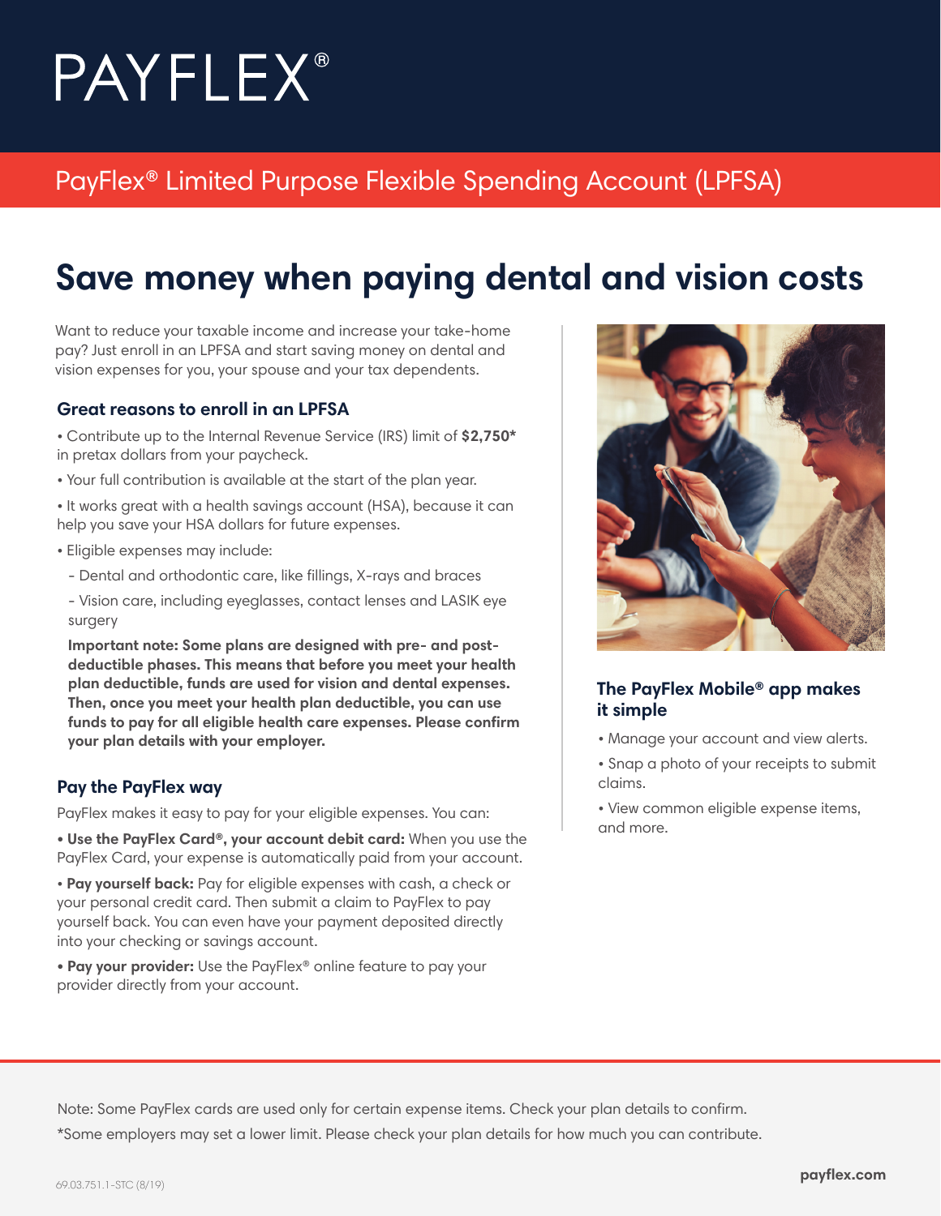# PAYFLEX®

## PayFlex® Limited Purpose Flexible Spending Account (LPFSA)

# Save money when paying dental and vision costs

Want to reduce your taxable income and increase your take-home pay? Just enroll in an LPFSA and start saving money on dental and vision expenses for you, your spouse and your tax dependents.

### Great reasons to enroll in an LPFSA

- Contribute up to the Internal Revenue Service (IRS) limit of **$2,750*** in pretax dollars from your paycheck.
- Your full contribution is available at the start of the plan year.
- It works great with a health savings account (HSA), because it can help you save your HSA dollars for future expenses.
- Eligible expenses may include:
  - Dental and orthodontic care, like fillings, X-rays and braces
  - Vision care, including eyeglasses, contact lenses and LASIK eye surgery

  **Important note: Some plans are designed with pre- and post-deductible phases. This means that before you meet your health plan deductible, funds are used for vision and dental expenses. Then, once you meet your health plan deductible, you can use funds to pay for all eligible health care expenses. Please confirm your plan details with your employer.**

### Pay the PayFlex way

PayFlex makes it easy to pay for your eligible expenses. You can:

- **Use the PayFlex Card®, your account debit card:** When you use the PayFlex Card, your expense is automatically paid from your account.
- **Pay yourself back:** Pay for eligible expenses with cash, a check or your personal credit card. Then submit a claim to PayFlex to pay yourself back. You can even have your payment deposited directly into your checking or savings account.
- **Pay your provider:** Use the PayFlex® online feature to pay your provider directly from your account.

### The PayFlex Mobile® app makes it simple

- Manage your account and view alerts.
- Snap a photo of your receipts to submit claims.
- View common eligible expense items, and more.

Note: Some PayFlex cards are used only for certain expense items. Check your plan details to confirm.

*Some employers may set a lower limit. Please check your plan details for how much you can contribute.

69.03.751.1-STC (8/19)

payflex.com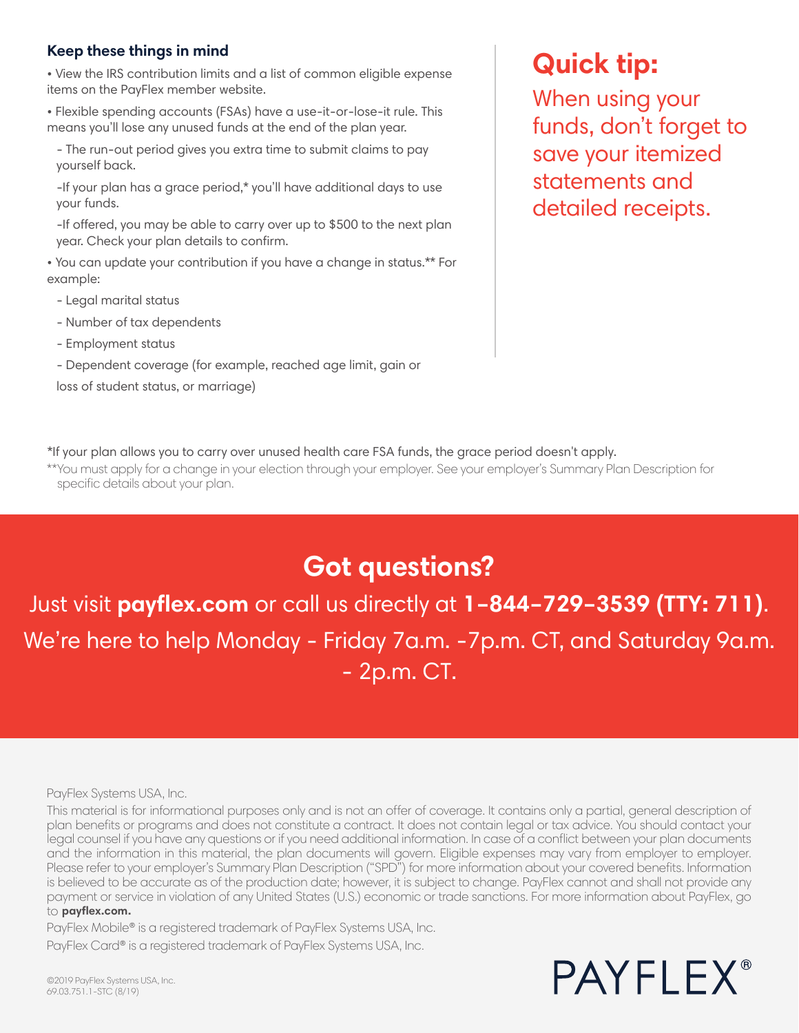### Keep these things in mind

- View the IRS contribution limits and a list of common eligible expense items on the PayFlex member website.
- Flexible spending accounts (FSAs) have a use-it-or-lose-it rule. This means you'll lose any unused funds at the end of the plan year.
  - The run-out period gives you extra time to submit claims to pay yourself back.
  - If your plan has a grace period,* you'll have additional days to use your funds.
  - If offered, you may be able to carry over up to $500 to the next plan year. Check your plan details to confirm.
- You can update your contribution if you have a change in status.** For example:
  - Legal marital status
  - Number of tax dependents
  - Employment status
  - Dependent coverage (for example, reached age limit, gain or loss of student status, or marriage)

## Quick tip:

When using your funds, don't forget to save your itemized statements and detailed receipts.

*If your plan allows you to carry over unused health care FSA funds, the grace period doesn't apply.

**You must apply for a change in your election through your employer. See your employer's Summary Plan Description for specific details about your plan.

## Got questions?

Just visit **payflex.com** or call us directly at **1-844-729-3539 (TTY: 711)**. We're here to help Monday - Friday 7a.m. -7p.m. CT, and Saturday 9a.m. - 2p.m. CT.

PayFlex Systems USA, Inc.

This material is for informational purposes only and is not an offer of coverage. It contains only a partial, general description of plan benefits or programs and does not constitute a contract. It does not contain legal or tax advice. You should contact your legal counsel if you have any questions or if you need additional information. In case of a conflict between your plan documents and the information in this material, the plan documents will govern. Eligible expenses may vary from employer to employer. Please refer to your employer's Summary Plan Description ("SPD") for more information about your covered benefits. Information is believed to be accurate as of the production date; however, it is subject to change. PayFlex cannot and shall not provide any payment or service in violation of any United States (U.S.) economic or trade sanctions. For more information about PayFlex, go to **payflex.com.**

PayFlex Mobile® is a registered trademark of PayFlex Systems USA, Inc.

PayFlex Card® is a registered trademark of PayFlex Systems USA, Inc.

©2019 PayFlex Systems USA, Inc.
69.03.751.1-STC (8/19)

PAYFLEX®